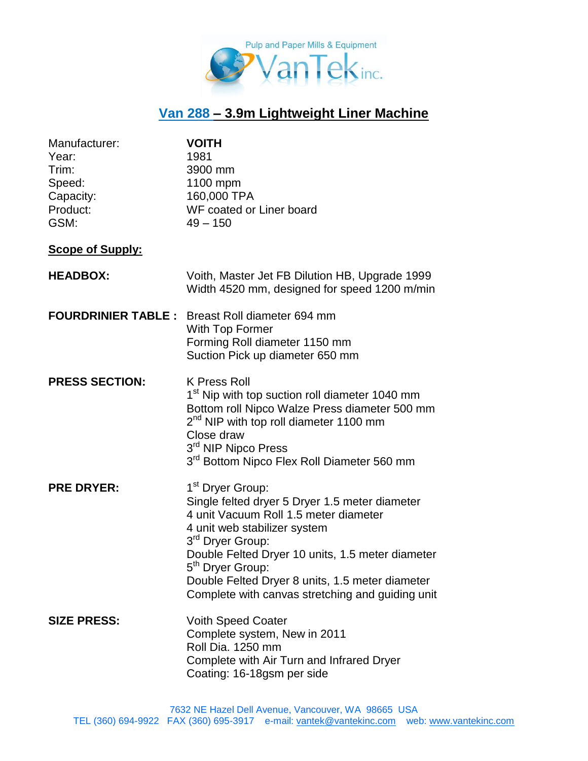Pulp and Paper Mills & Equipment

VanTek inc.

# Van 288 – 3.9m Lightweight Liner Machine

| | |
|---|---|
| Manufacturer: | **VOITH** |
| Year: | 1981 |
| Trim: | 3900 mm |
| Speed: | 1100 mpm |
| Capacity: | 160,000 TPA |
| Product: | WF coated or Liner board |
| GSM: | 49 – 150 |

## Scope of Supply:

**HEADBOX:**
Voith, Master Jet FB Dilution HB, Upgrade 1999
Width 4520 mm, designed for speed 1200 m/min

**FOURDRINIER TABLE :**
Breast Roll diameter 694 mm
With Top Former
Forming Roll diameter 1150 mm
Suction Pick up diameter 650 mm

**PRESS SECTION:**
K Press Roll
1st Nip with top suction roll diameter 1040 mm
Bottom roll Nipco Walze Press diameter 500 mm
2nd NIP with top roll diameter 1100 mm
Close draw
3rd NIP Nipco Press
3rd Bottom Nipco Flex Roll Diameter 560 mm

**PRE DRYER:**
1st Dryer Group:
Single felted dryer 5 Dryer 1.5 meter diameter
4 unit Vacuum Roll 1.5 meter diameter
4 unit web stabilizer system
3rd Dryer Group:
Double Felted Dryer 10 units, 1.5 meter diameter
5th Dryer Group:
Double Felted Dryer 8 units, 1.5 meter diameter
Complete with canvas stretching and guiding unit

**SIZE PRESS:**
Voith Speed Coater
Complete system, New in 2011
Roll Dia. 1250 mm
Complete with Air Turn and Infrared Dryer
Coating: 16-18gsm per side

7632 NE Hazel Dell Avenue, Vancouver, WA 98665 USA
TEL (360) 694-9922 FAX (360) 695-3917 e-mail: vantek@vantekinc.com web: www.vantekinc.com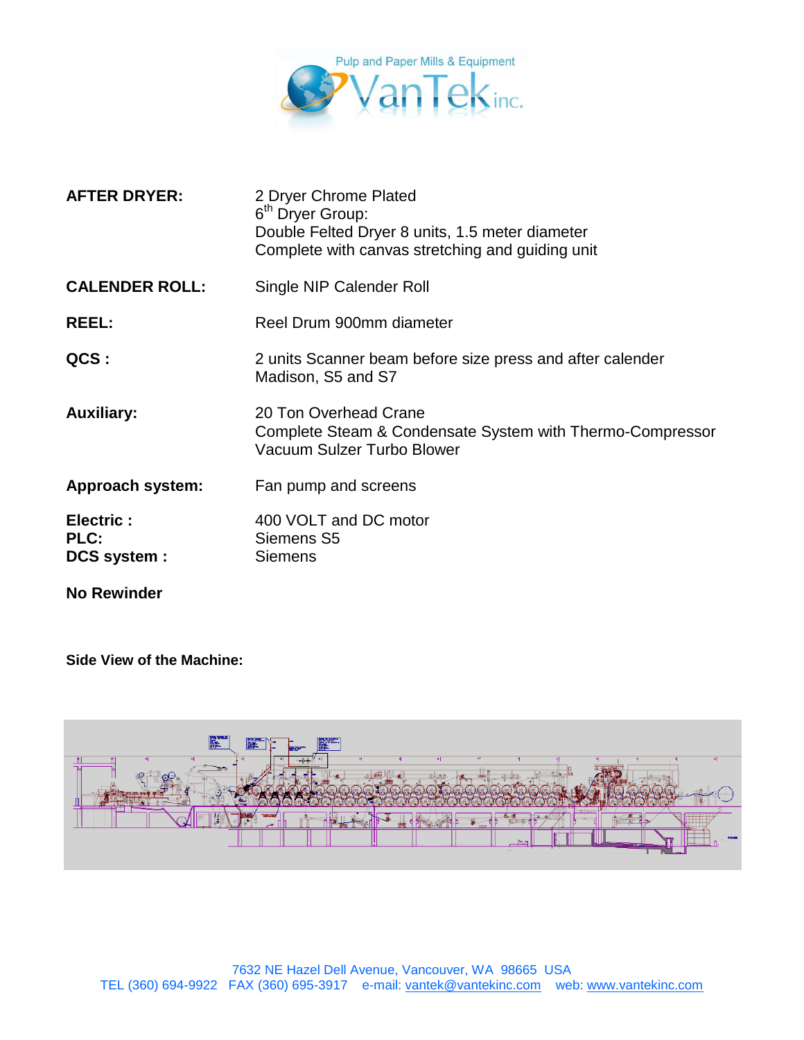| | |
|---|---|
| **AFTER DRYER:** | 2 Dryer Chrome Plated<br>6th Dryer Group:<br>Double Felted Dryer 8 units, 1.5 meter diameter<br>Complete with canvas stretching and guiding unit |
| **CALENDER ROLL:** | Single NIP Calender Roll |
| **REEL:** | Reel Drum 900mm diameter |
| **QCS :** | 2 units Scanner beam before size press and after calender<br>Madison, S5 and S7 |
| **Auxiliary:** | 20 Ton Overhead Crane<br>Complete Steam & Condensate System with Thermo-Compressor<br>Vacuum Sulzer Turbo Blower |
| **Approach system:** | Fan pump and screens |
| **Electric :** | 400 VOLT and DC motor |
| **PLC:** | Siemens S5 |
| **DCS system :** | Siemens |

**No Rewinder**

**Side View of the Machine:**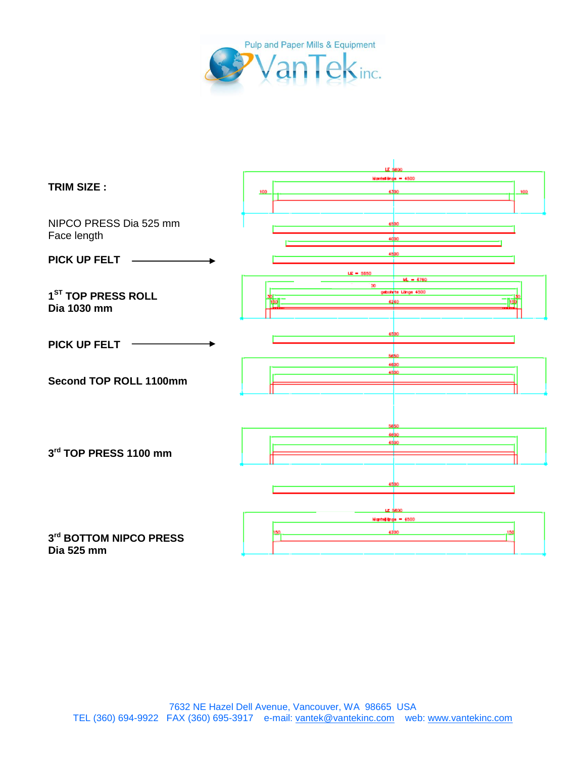**TRIM SIZE :**

LE 5600
Mantellänge = 4500
100
4300
100

NIPCO PRESS Dia 525 mm
Face length

4500

4000

**PICK UP FELT** →

4500

LE = 5850
ML = 4750
30
gebohrte Länge 4500
30
150
4240
30
150

**1ST TOP PRESS ROLL**
**Dia 1030 mm**

**PICK UP FELT** →

4500

5650
4600
4500

**Second TOP ROLL 1100mm**

5650
4600
4500

**3rd TOP PRESS 1100 mm**

4500

LE 5600
Mantellänge = 4500
150
4200
150

**3rd BOTTOM NIPCO PRESS**
**Dia 525 mm**

7632 NE Hazel Dell Avenue, Vancouver, WA 98665 USA
TEL (360) 694-9922 FAX (360) 695-3917 e-mail: vantek@vantekinc.com web: www.vantekinc.com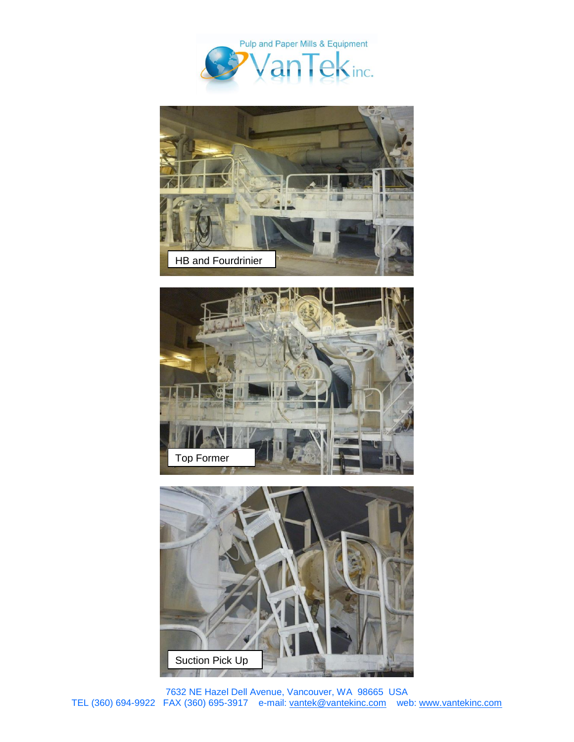HB and Fourdrinier

Top Former

Suction Pick Up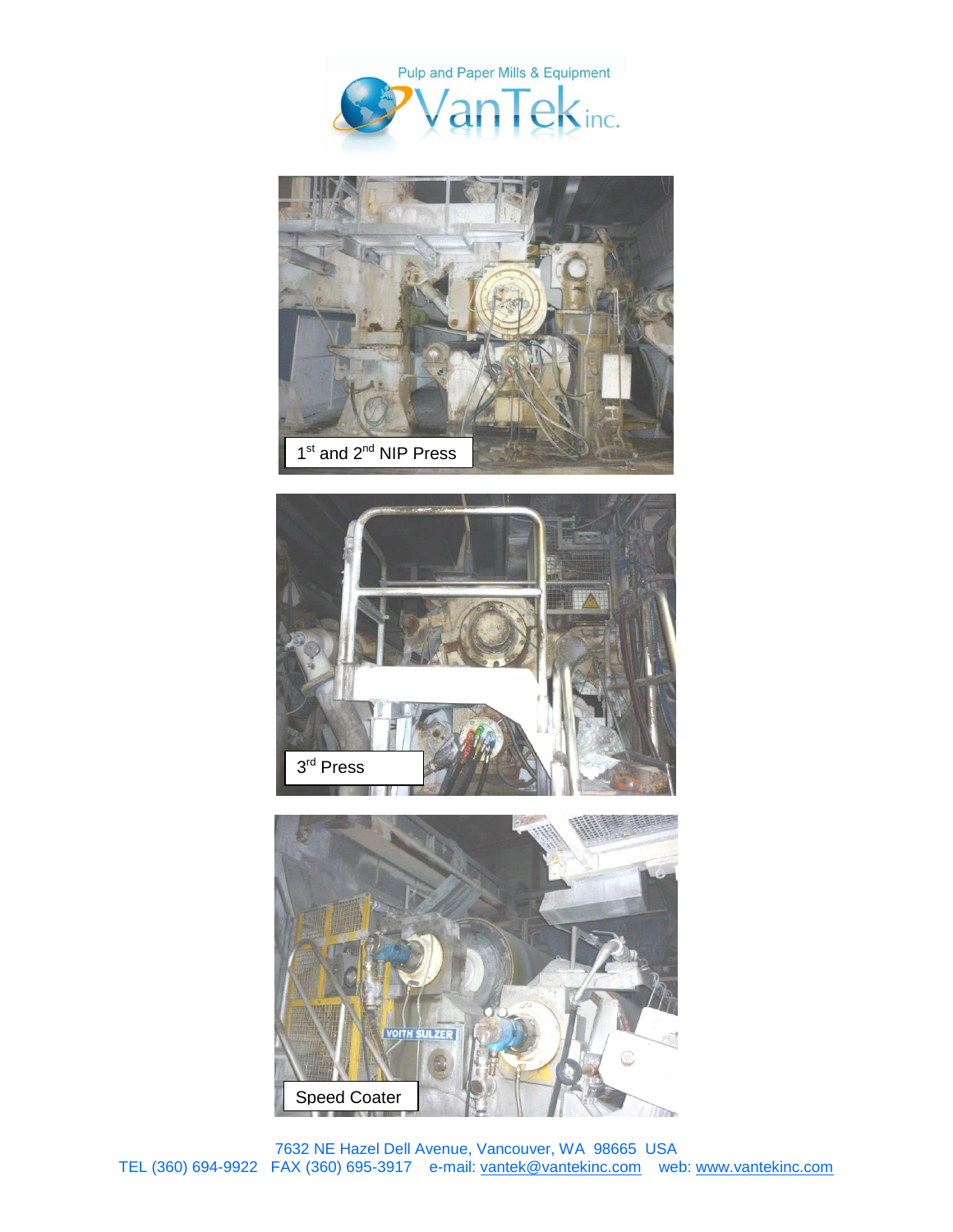Pulp and Paper Mills & Equipment

VanTek inc.

1st and 2nd NIP Press

3rd Press

Speed Coater

7632 NE Hazel Dell Avenue, Vancouver, WA 98665 USA
TEL (360) 694-9922 FAX (360) 695-3917 e-mail: vantek@vantekinc.com web: www.vantekinc.com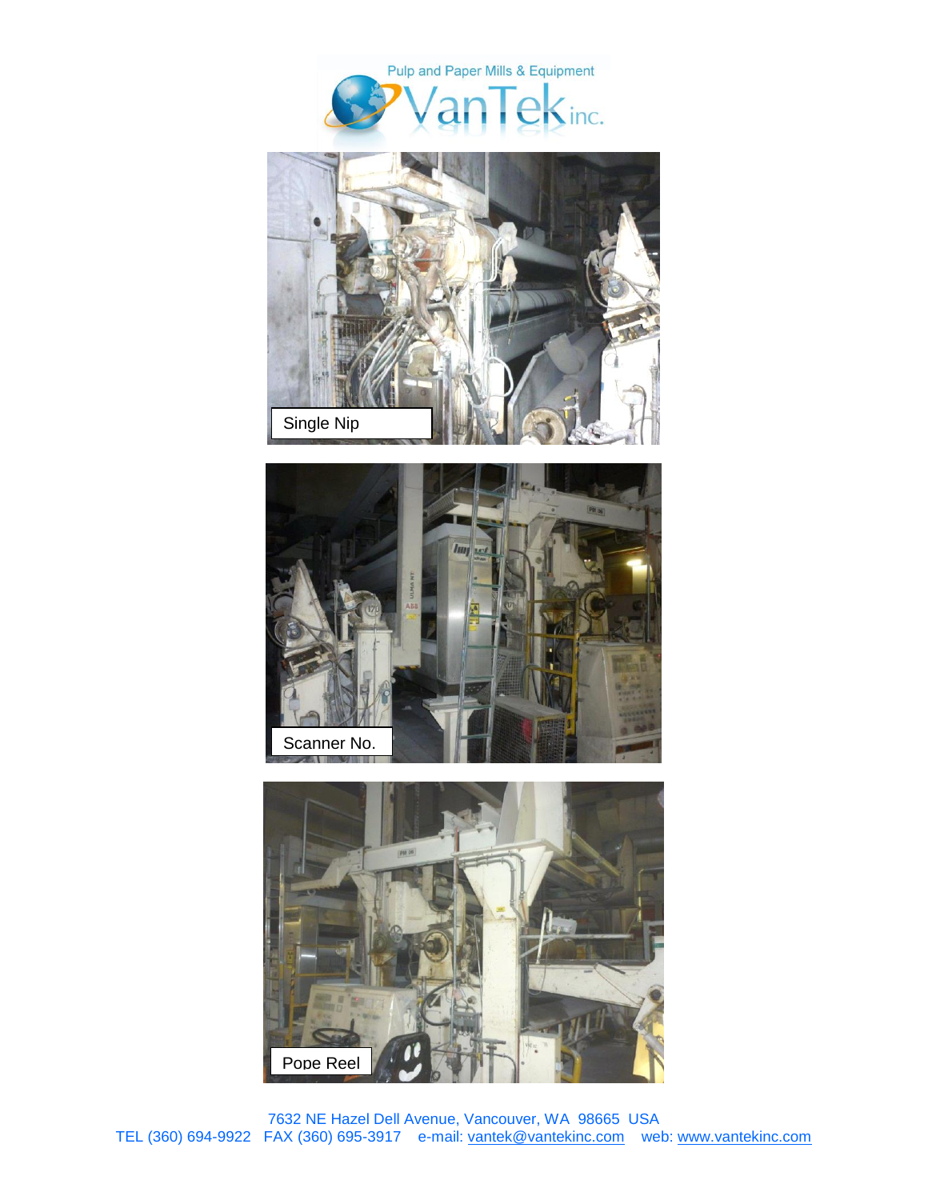Pulp and Paper Mills & Equipment

VanTek inc.

Single Nip

Scanner No.

Pope Reel

7632 NE Hazel Dell Avenue, Vancouver, WA 98665 USA
TEL (360) 694-9922 FAX (360) 695-3917 e-mail: vantek@vantekinc.com web: www.vantekinc.com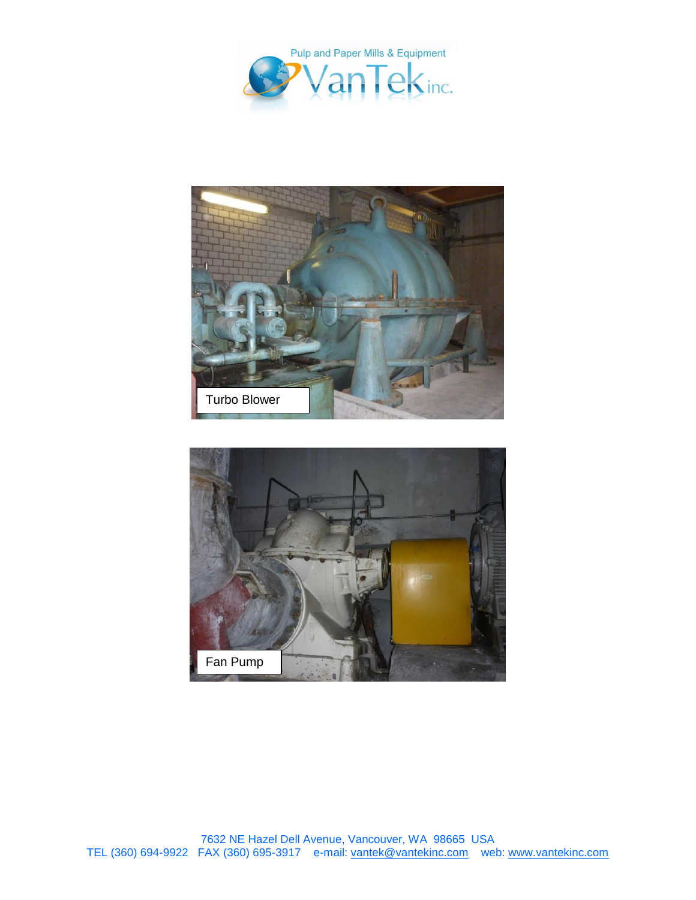Turbo Blower

Fan Pump

7632 NE Hazel Dell Avenue, Vancouver, WA 98665 USA
TEL (360) 694-9922 FAX (360) 695-3917 e-mail: vantek@vantekinc.com web: www.vantekinc.com